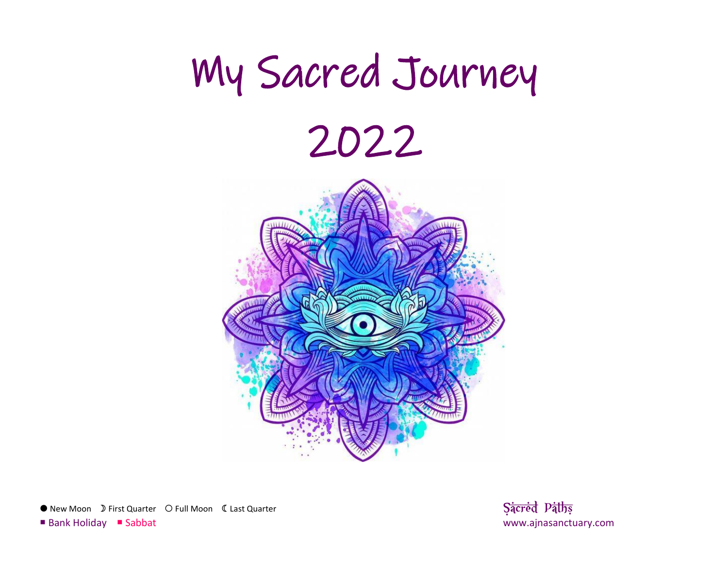# My Sacred Journey

# 2022

● New Moon ☽ First Quarter ○ Full Moon ☾ Last Quarter

■ Bank Holiday ■ Sabbat

Sacred Paths

www.ajnasanctuary.com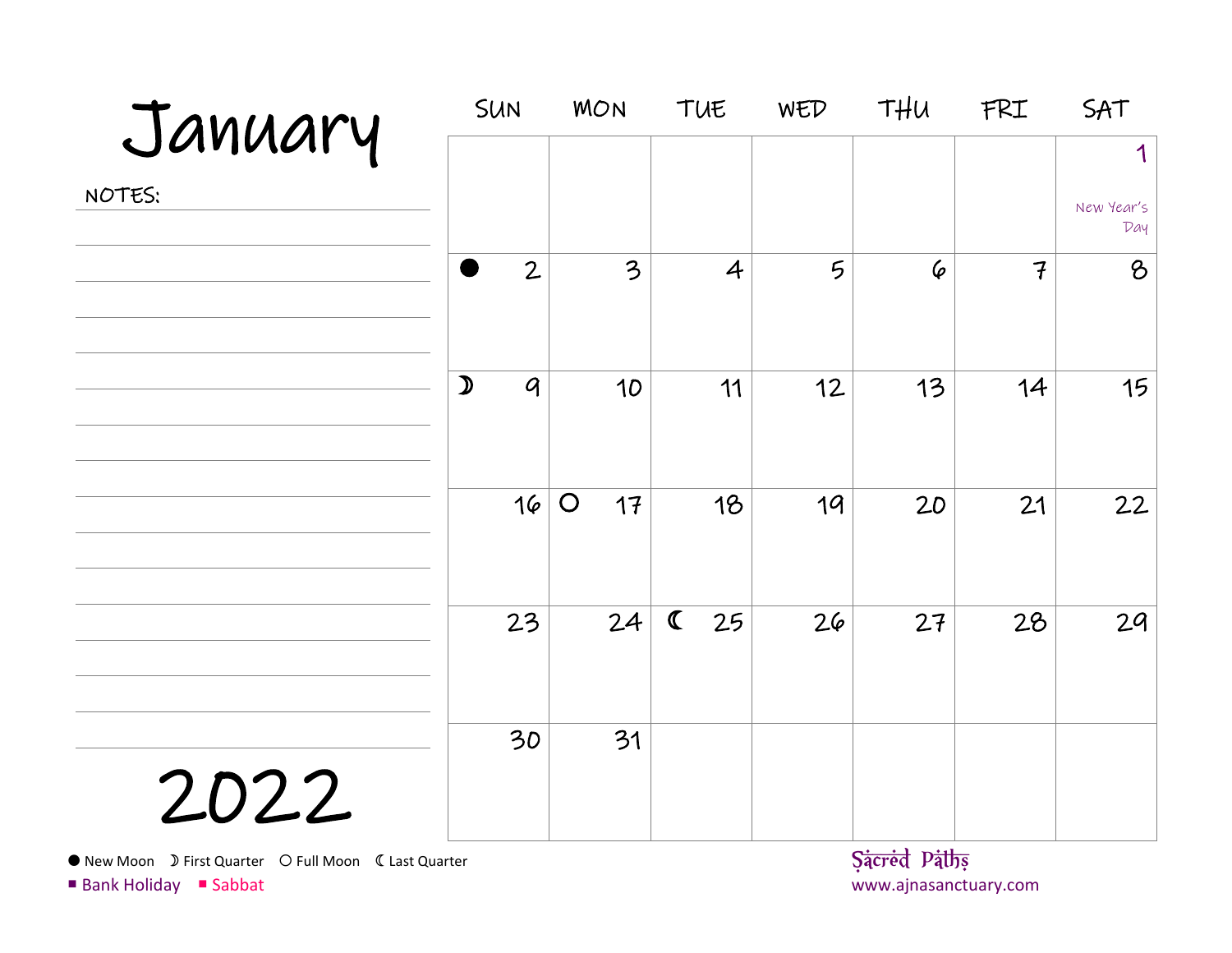# January

NOTES:

| SUN | MON | TUE | WED | THU | FRI | SAT |
|---|---|---|---|---|---|---|
| | | | | | | 1 New Year's Day |
| ● 2 | 3 | 4 | 5 | 6 | 7 | 8 |
| ☽ 9 | 10 | 11 | 12 | 13 | 14 | 15 |
| 16 | ○ 17 | 18 | 19 | 20 | 21 | 22 |
| 23 | 24 | ☾ 25 | 26 | 27 | 28 | 29 |
| 30 | 31 | | | | | |

# 2022

● New Moon ☽ First Quarter ○ Full Moon ☾ Last Quarter

■ Bank Holiday ■ Sabbat

Sacred Paths
www.ajnasanctuary.com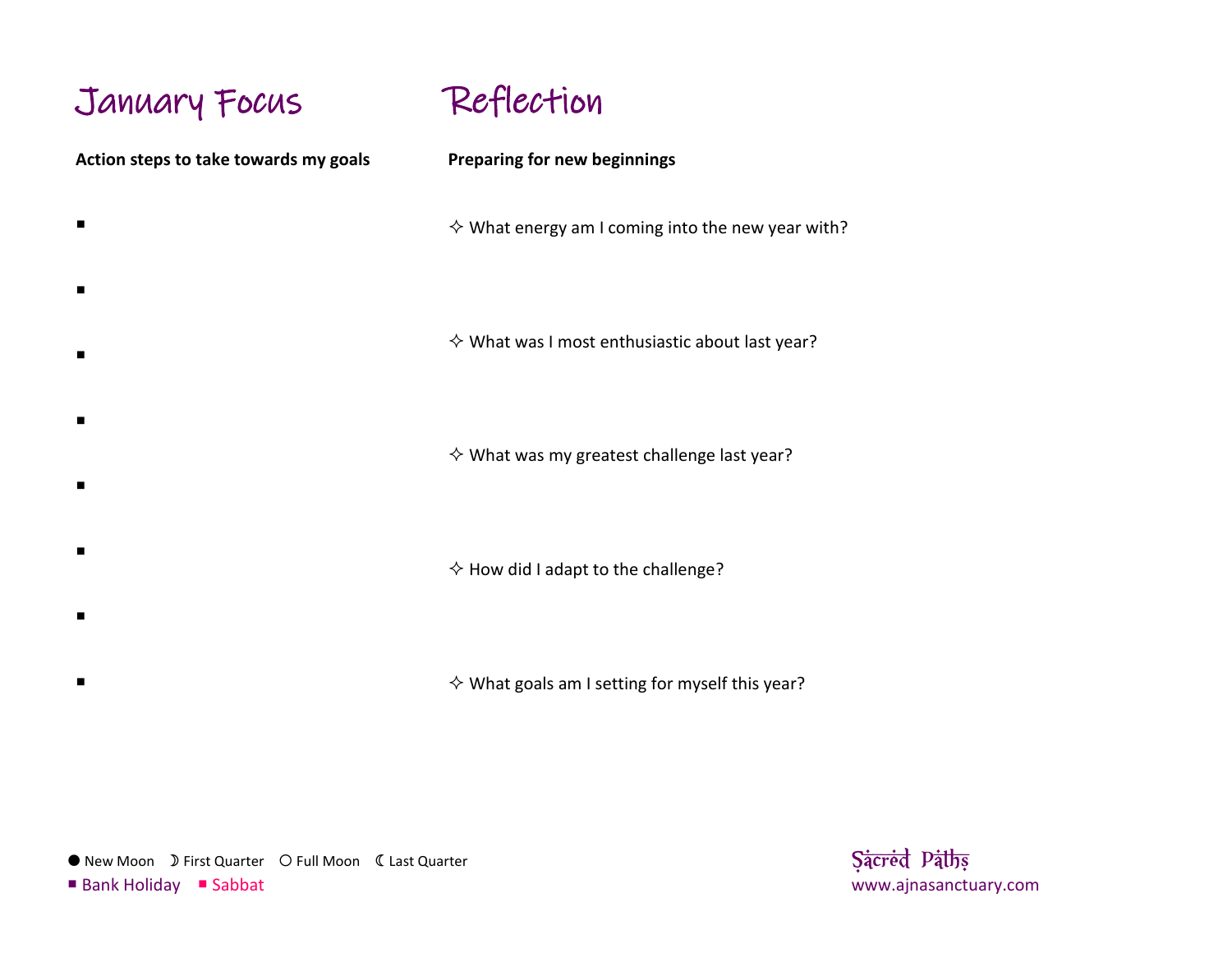## January Focus

**Action steps to take towards my goals**

- 
- 
- 
- 
- 
- 
- 
- 

## Reflection

**Preparing for new beginnings**

✧ What energy am I coming into the new year with?

✧ What was I most enthusiastic about last year?

✧ What was my greatest challenge last year?

✧ How did I adapt to the challenge?

✧ What goals am I setting for myself this year?

● New Moon ☽ First Quarter ○ Full Moon ☾ Last Quarter

■ Bank Holiday ■ Sabbat

Sacred Paths
www.ajnasanctuary.com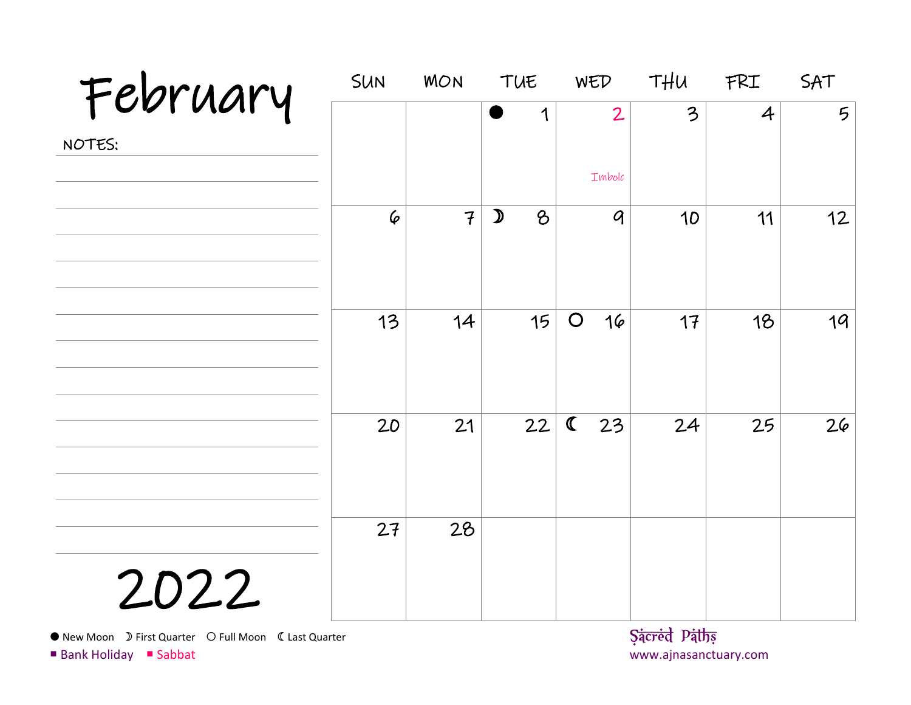# February

NOTES:

| SUN | MON | TUE | WED | THU | FRI | SAT |
|---|---|---|---|---|---|---|
| | | ● 1 | 2 Imbolc | 3 | 4 | 5 |
| 6 | 7 | ☽ 8 | 9 | 10 | 11 | 12 |
| 13 | 14 | 15 | ○ 16 | 17 | 18 | 19 |
| 20 | 21 | 22 | ☾ 23 | 24 | 25 | 26 |
| 27 | 28 | | | | | |

# 2022

● New Moon ☽ First Quarter ○ Full Moon ☾ Last Quarter

■ Bank Holiday ■ Sabbat

Sacred Paths
www.ajnasanctuary.com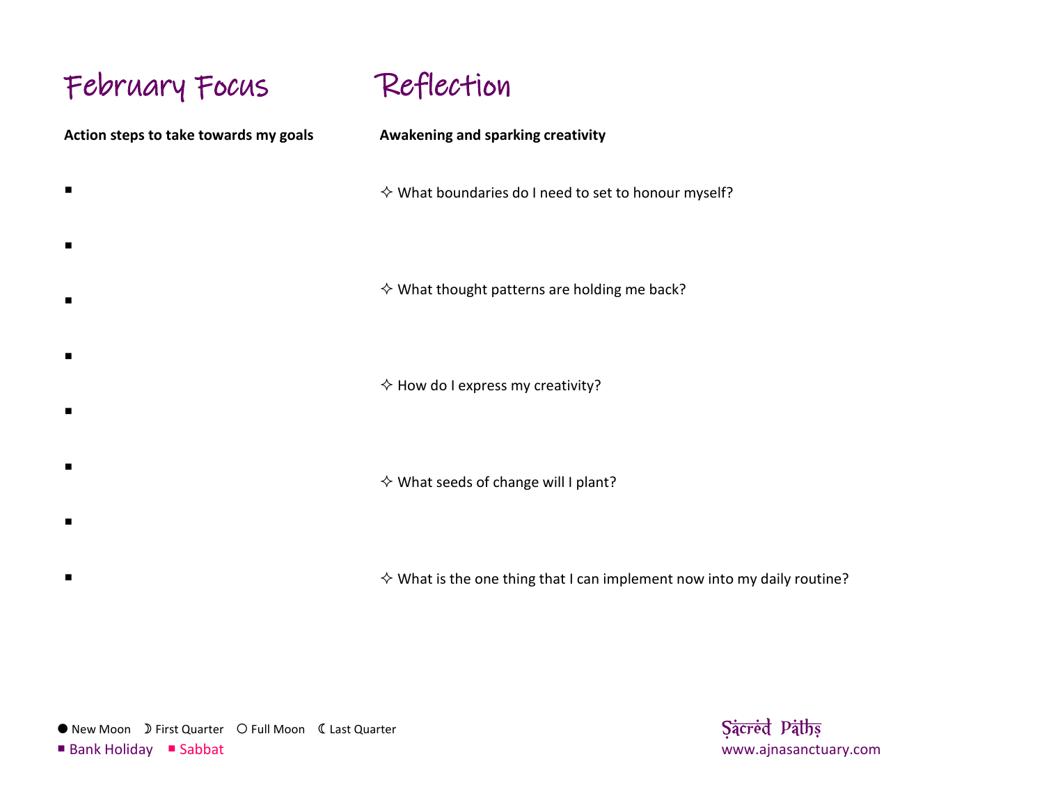## February Focus

**Action steps to take towards my goals**

- 
- 
- 
- 
- 
- 
- 
- 

## Reflection

**Awakening and sparking creativity**

✧ What boundaries do I need to set to honour myself?

✧ What thought patterns are holding me back?

✧ How do I express my creativity?

✧ What seeds of change will I plant?

✧ What is the one thing that I can implement now into my daily routine?

● New Moon ☽ First Quarter ○ Full Moon ☾ Last Quarter

■ Bank Holiday ■ Sabbat

Sacred Paths
www.ajnasanctuary.com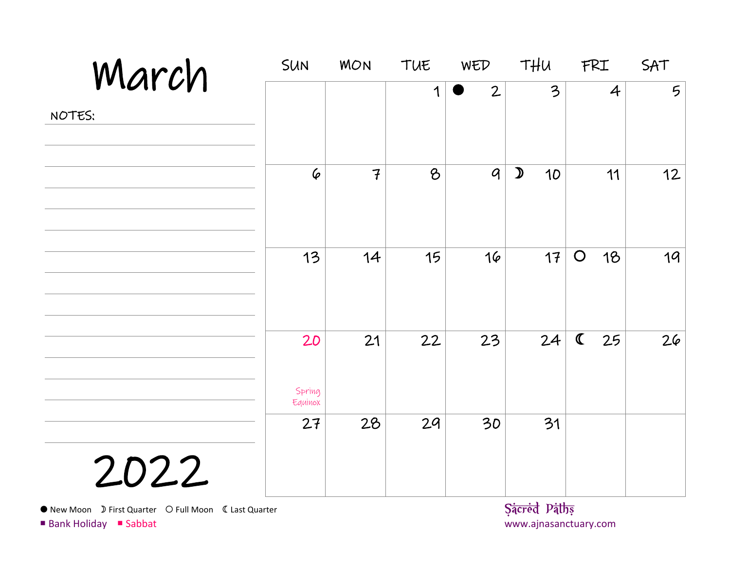# March 2022

NOTES:

| SUN | MON | TUE | WED | THU | FRI | SAT |
|---|---|---|---|---|---|---|
| | | 1 | ● 2 | 3 | 4 | 5 |
| 6 | 7 | 8 | 9 | ☽ 10 | 11 | 12 |
| 13 | 14 | 15 | 16 | 17 | ○ 18 | 19 |
| 20 Spring Equinox | 21 | 22 | 23 | 24 | ☾ 25 | 26 |
| 27 | 28 | 29 | 30 | 31 | | |

● New Moon ☽ First Quarter ○ Full Moon ☾ Last Quarter

■ Bank Holiday ■ Sabbat

Sacred Paths
www.ajnasanctuary.com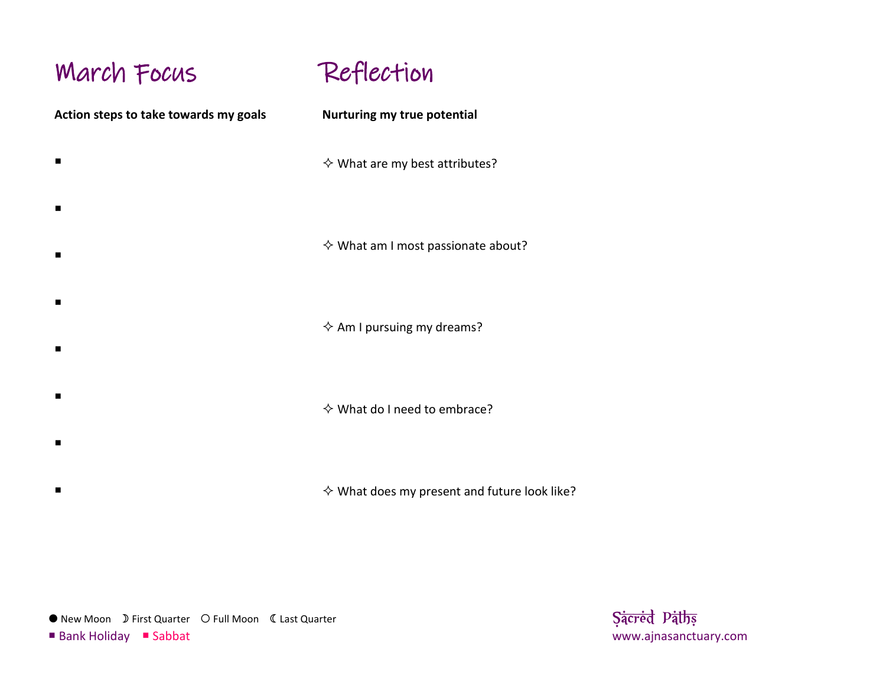## March Focus

**Action steps to take towards my goals**

- 
- 
- 
- 
- 
- 
- 
- 

## Reflection

**Nurturing my true potential**

✧ What are my best attributes?

✧ What am I most passionate about?

✧ Am I pursuing my dreams?

✧ What do I need to embrace?

✧ What does my present and future look like?

● New Moon ☽ First Quarter ○ Full Moon ☾ Last Quarter
■ Bank Holiday ■ Sabbat

Sacred Paths
www.ajnasanctuary.com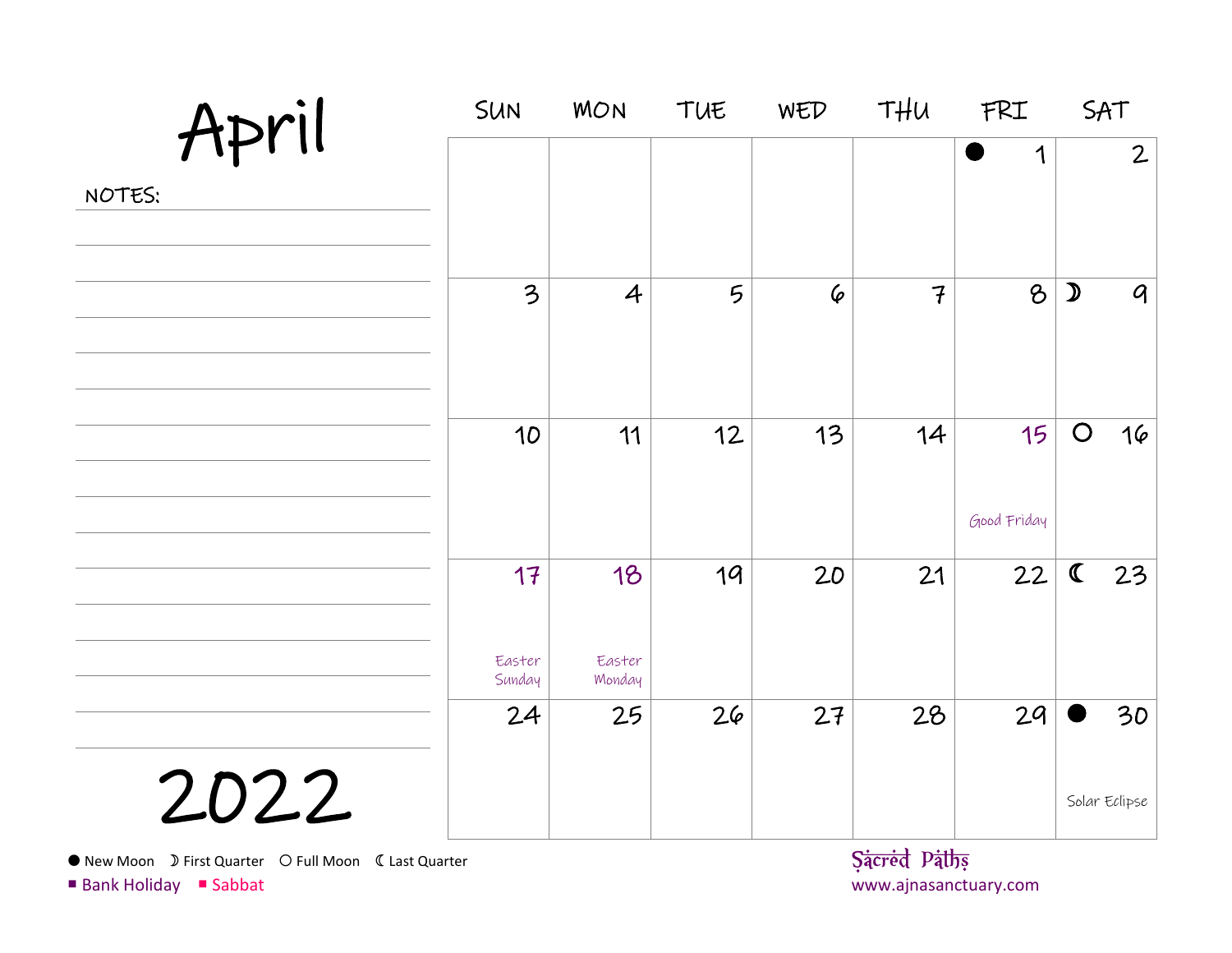# April

NOTES:

| SUN | MON | TUE | WED | THU | FRI | SAT |
|---|---|---|---|---|---|---|
| | | | | | ● 1 | 2 |
| 3 | 4 | 5 | 6 | 7 | 8 | ☽ 9 |
| 10 | 11 | 12 | 13 | 14 | 15 Good Friday | ○ 16 |
| 17 Easter Sunday | 18 Easter Monday | 19 | 20 | 21 | 22 | ☾ 23 |
| 24 | 25 | 26 | 27 | 28 | 29 | ● 30 Solar Eclipse |

# 2022

● New Moon ☽ First Quarter ○ Full Moon ☾ Last Quarter

■ Bank Holiday ■ Sabbat

Sacred Paths
www.ajnasanctuary.com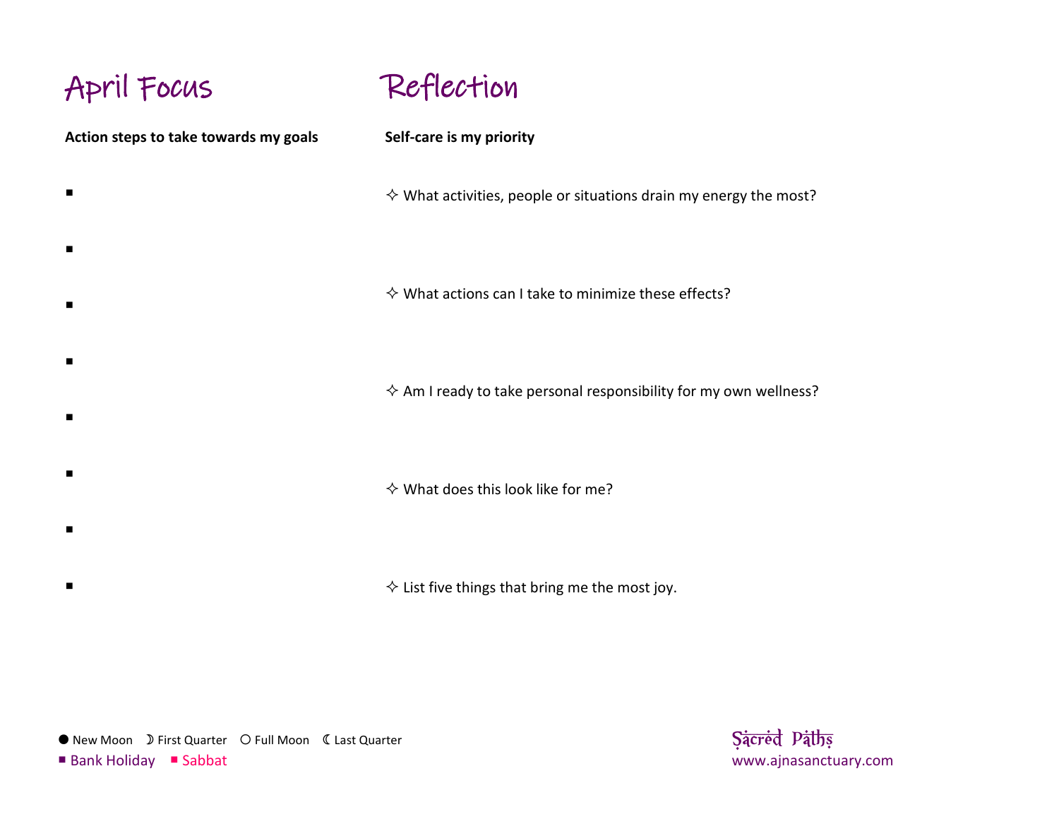# April Focus

**Action steps to take towards my goals**

- 
- 
- 
- 
- 
- 
- 
- 

# Reflection

**Self-care is my priority**

✧ What activities, people or situations drain my energy the most?

✧ What actions can I take to minimize these effects?

✧ Am I ready to take personal responsibility for my own wellness?

✧ What does this look like for me?

✧ List five things that bring me the most joy.

● New Moon ☽ First Quarter ○ Full Moon ☾ Last Quarter

■ Bank Holiday ■ Sabbat

Sacred Paths
www.ajnasanctuary.com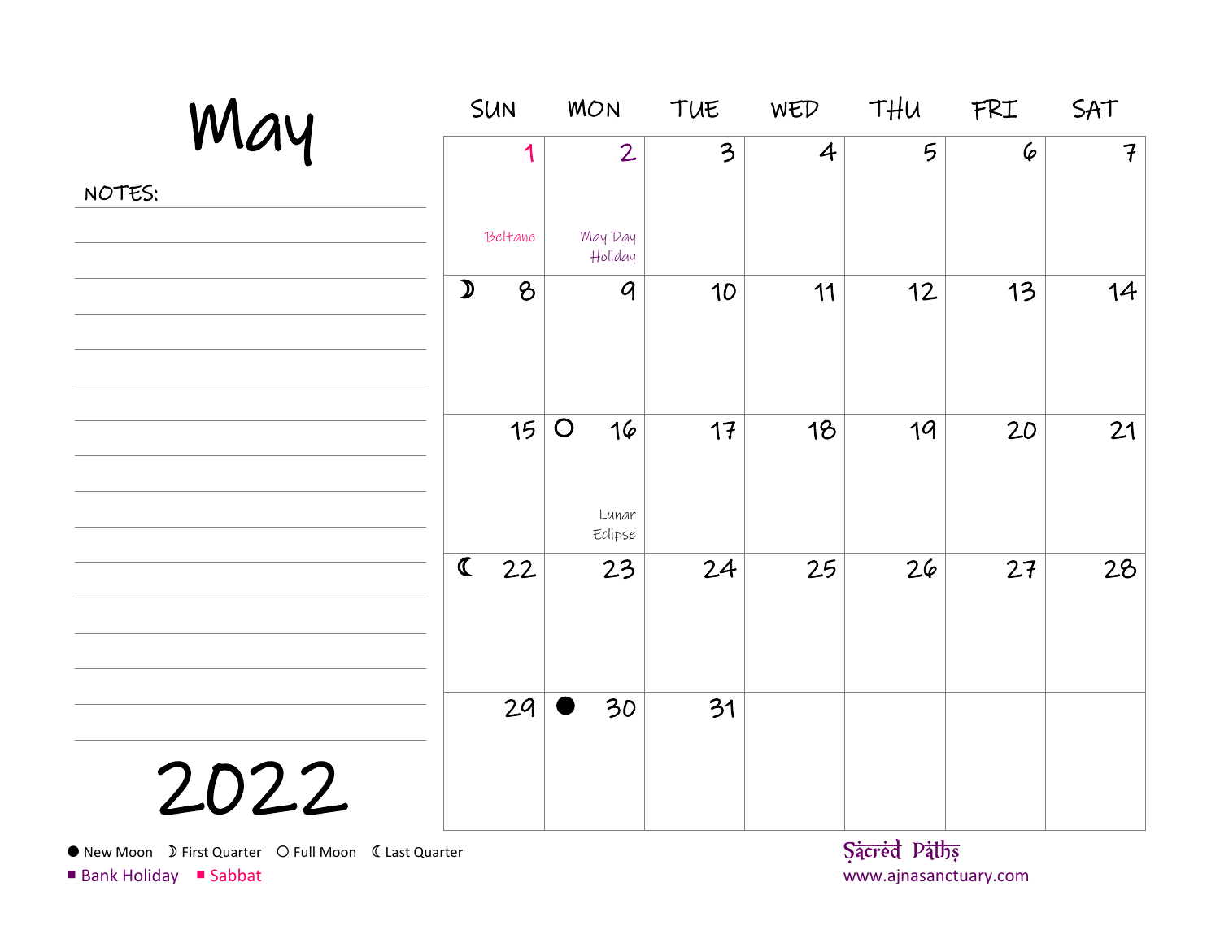# May

NOTES:

| SUN | MON | TUE | WED | THU | FRI | SAT |
|---|---|---|---|---|---|---|
| 1 Beltane | 2 May Day Holiday | 3 | 4 | 5 | 6 | 7 |
| ☽ 8 | 9 | 10 | 11 | 12 | 13 | 14 |
| 15 | ○ 16 Lunar Eclipse | 17 | 18 | 19 | 20 | 21 |
| ☾ 22 | 23 | 24 | 25 | 26 | 27 | 28 |
| 29 | ● 30 | 31 | | | | |

# 2022

● New Moon ☽ First Quarter ○ Full Moon ☾ Last Quarter

■ Bank Holiday ■ Sabbat

Sacred Paths
www.ajnasanctuary.com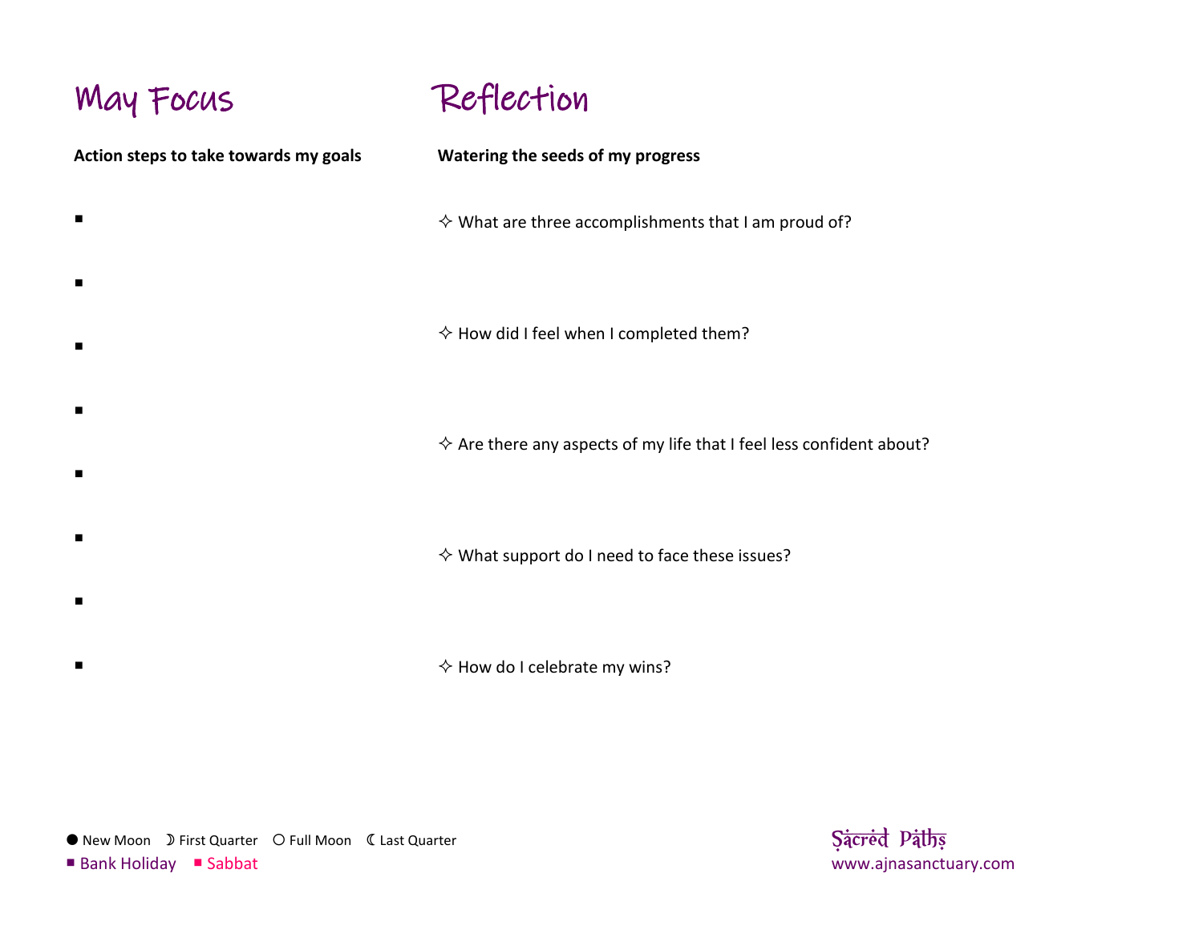# May Focus

**Action steps to take towards my goals**

- 
- 
- 
- 
- 
- 
- 
- 

# Reflection

**Watering the seeds of my progress**

✧ What are three accomplishments that I am proud of?

✧ How did I feel when I completed them?

✧ Are there any aspects of my life that I feel less confident about?

✧ What support do I need to face these issues?

✧ How do I celebrate my wins?

● New Moon ☽ First Quarter ○ Full Moon ☾ Last Quarter
■ Bank Holiday ■ Sabbat

Sacred Paths
www.ajnasanctuary.com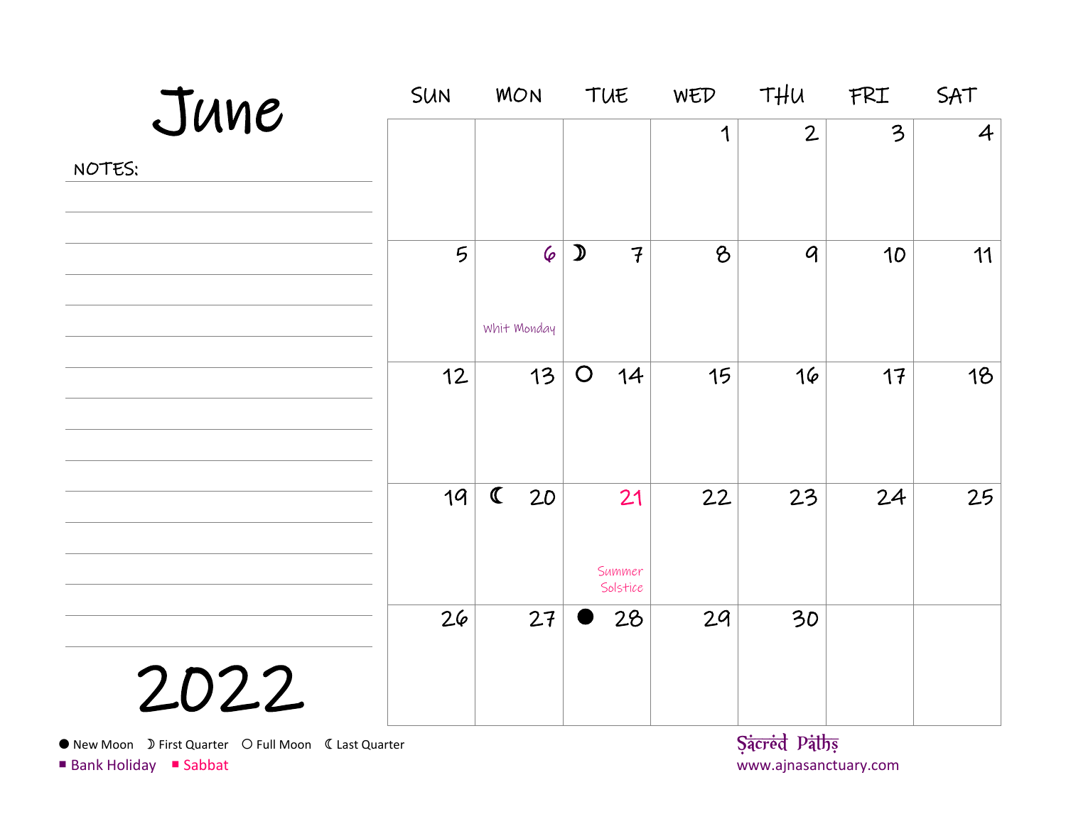# June 2022

NOTES:

| SUN | MON | TUE | WED | THU | FRI | SAT |
| --- | --- | --- | --- | --- | --- | --- |
| | | | 1 | 2 | 3 | 4 |
| 5 | 6 Whit Monday | ☽ 7 | 8 | 9 | 10 | 11 |
| 12 | 13 | ○ 14 | 15 | 16 | 17 | 18 |
| 19 | ☾ 20 | 21 Summer Solstice | 22 | 23 | 24 | 25 |
| 26 | 27 | ● 28 | 29 | 30 | | |

● New Moon ☽ First Quarter ○ Full Moon ☾ Last Quarter

■ Bank Holiday ■ Sabbat

Sacred Paths
www.ajnasanctuary.com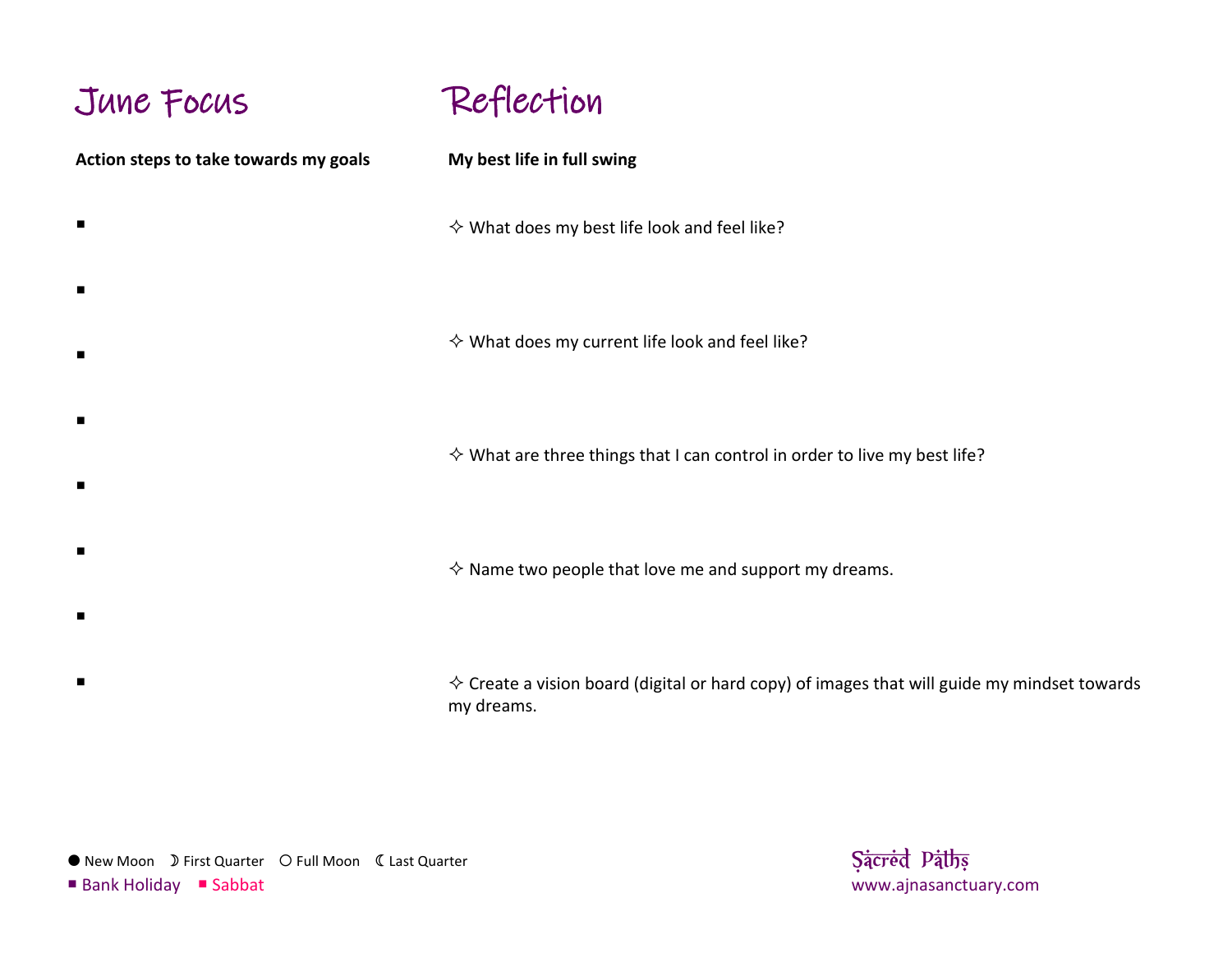## June Focus

**Action steps to take towards my goals**

- 
- 
- 
- 
- 
- 
- 
- 

## Reflection

**My best life in full swing**

✧ What does my best life look and feel like?

✧ What does my current life look and feel like?

✧ What are three things that I can control in order to live my best life?

✧ Name two people that love me and support my dreams.

✧ Create a vision board (digital or hard copy) of images that will guide my mindset towards my dreams.

● New Moon ☽ First Quarter ○ Full Moon ☾ Last Quarter

■ Bank Holiday ■ Sabbat

Sacred Paths
www.ajnasanctuary.com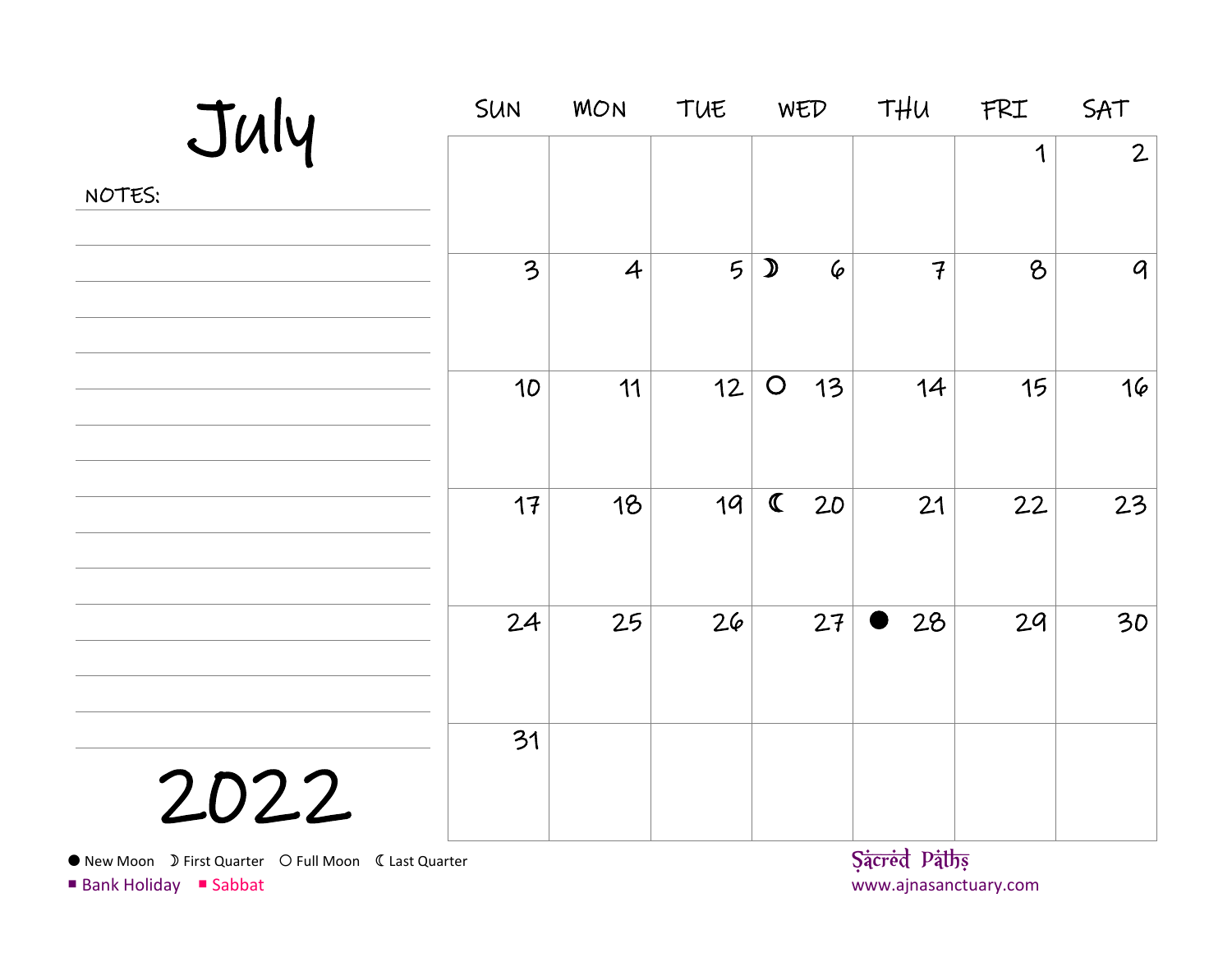# July

NOTES:

| SUN | MON | TUE | WED | THU | FRI | SAT |
|---|---|---|---|---|---|---|
| | | | | | 1 | 2 |
| 3 | 4 | 5 | ☽ 6 | 7 | 8 | 9 |
| 10 | 11 | 12 | ○ 13 | 14 | 15 | 16 |
| 17 | 18 | 19 | ☾ 20 | 21 | 22 | 23 |
| 24 | 25 | 26 | 27 | ● 28 | 29 | 30 |
| 31 | | | | | | |

# 2022

● New Moon ☽ First Quarter ○ Full Moon ☾ Last Quarter

■ Bank Holiday ■ Sabbat

Sacred Paths
www.ajnasanctuary.com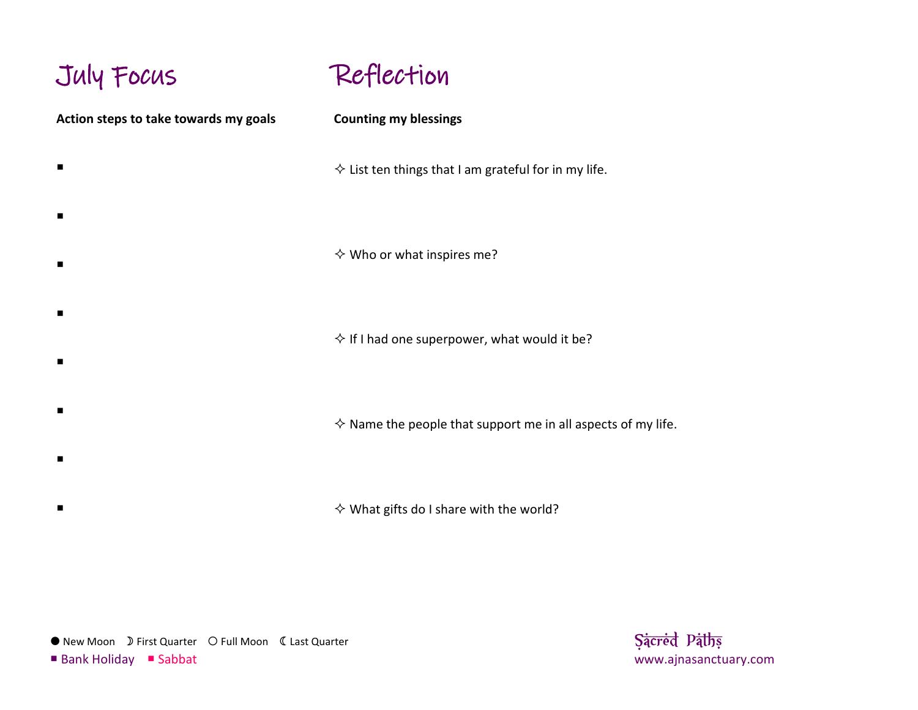# July Focus

**Action steps to take towards my goals**

- 
- 
- 
- 
- 
- 
- 
- 

# Reflection

**Counting my blessings**

✧ List ten things that I am grateful for in my life.

✧ Who or what inspires me?

✧ If I had one superpower, what would it be?

✧ Name the people that support me in all aspects of my life.

✧ What gifts do I share with the world?

● New Moon ☽ First Quarter ○ Full Moon ☾ Last Quarter

■ Bank Holiday ■ Sabbat

Sacred Paths
www.ajnasanctuary.com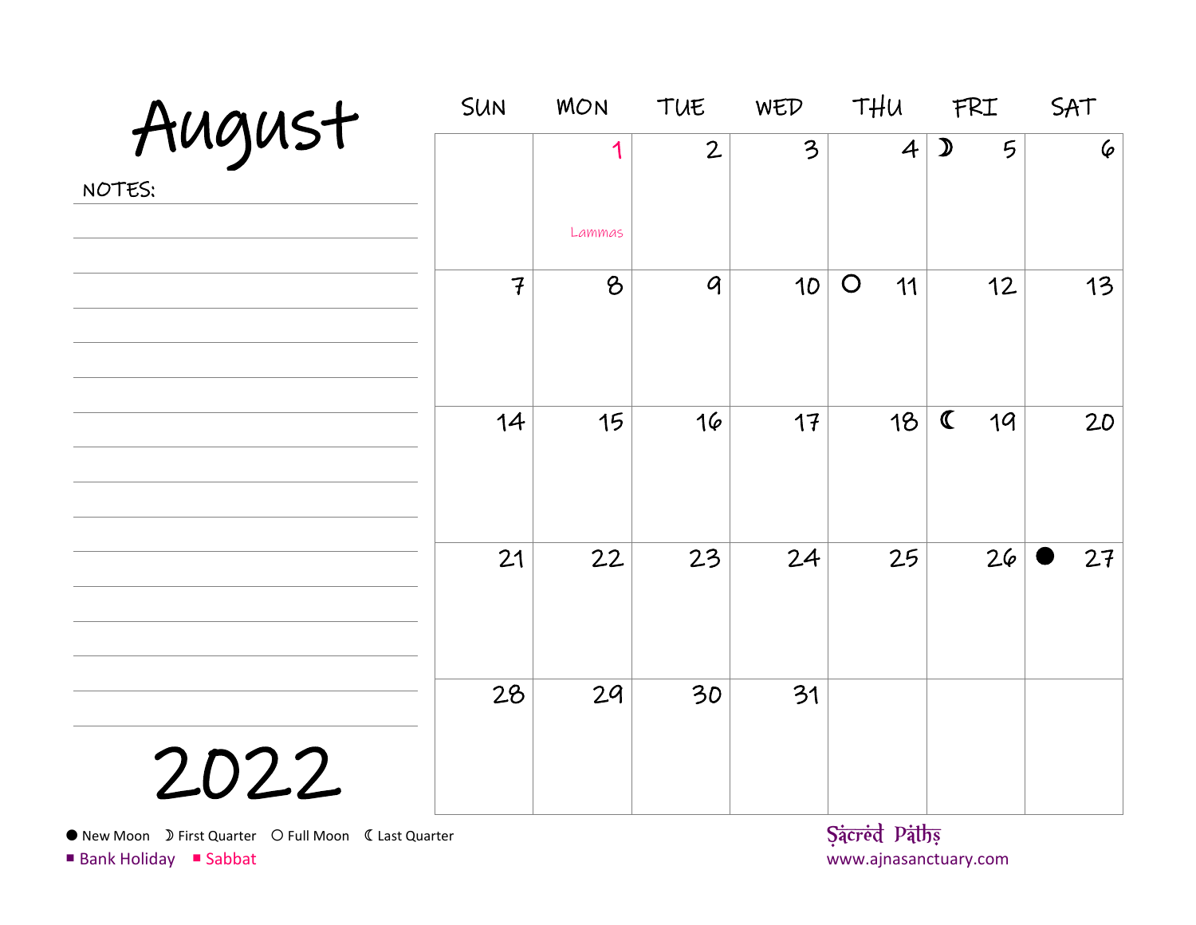# August 2022

NOTES:

| SUN | MON | TUE | WED | THU | FRI | SAT |
|---|---|---|---|---|---|---|
| | 1 Lammas | 2 | 3 | 4 | ☽ 5 | 6 |
| 7 | 8 | 9 | 10 | ○ 11 | 12 | 13 |
| 14 | 15 | 16 | 17 | 18 | ☾ 19 | 20 |
| 21 | 22 | 23 | 24 | 25 | 26 | ● 27 |
| 28 | 29 | 30 | 31 | | | |

● New Moon ☽ First Quarter ○ Full Moon ☾ Last Quarter

■ Bank Holiday ■ Sabbat

Sacred Paths
www.ajnasanctuary.com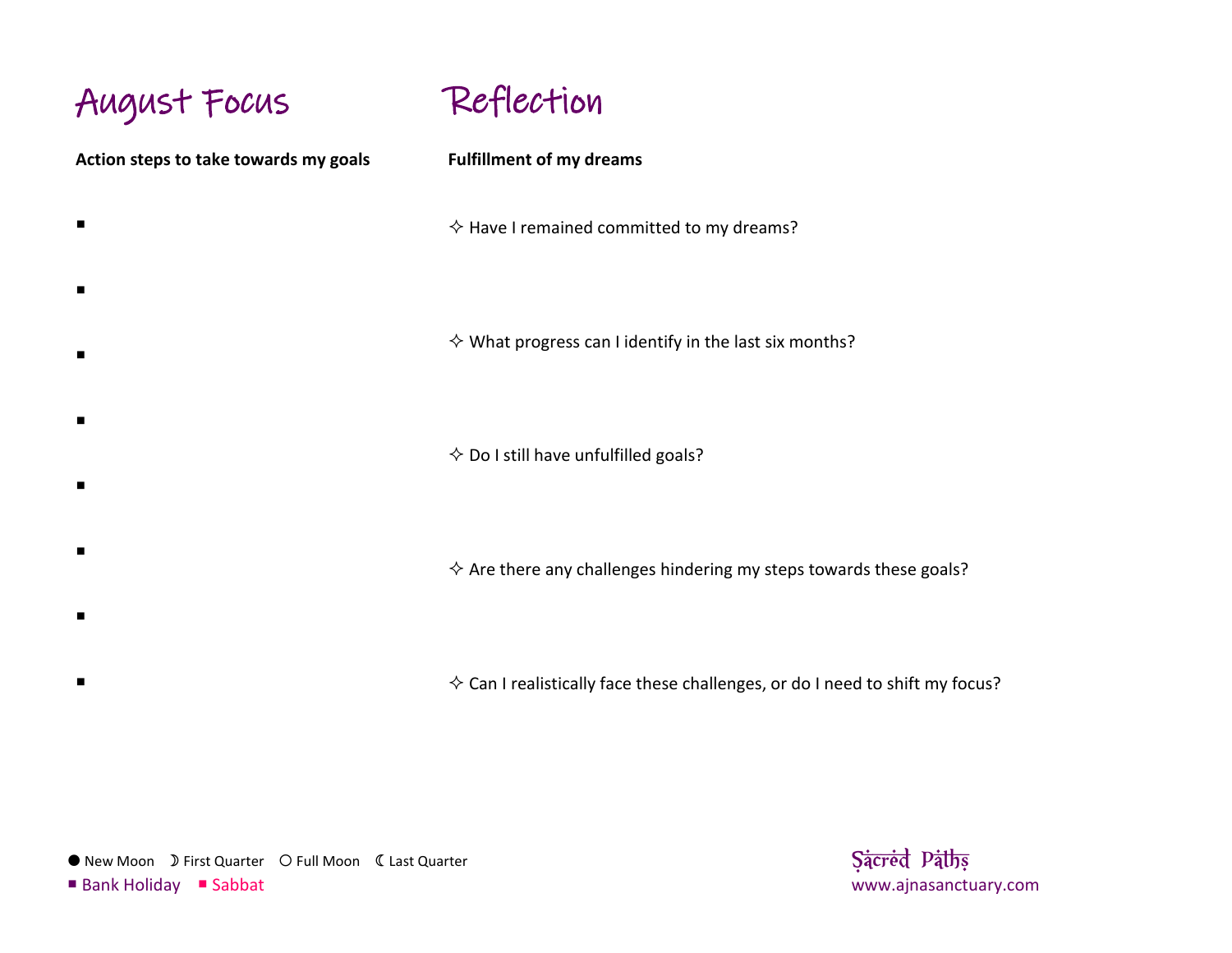## August Focus

**Action steps to take towards my goals**

- 
- 
- 
- 
- 
- 
- 
- 

## Reflection

**Fulfillment of my dreams**

✧ Have I remained committed to my dreams?

✧ What progress can I identify in the last six months?

✧ Do I still have unfulfilled goals?

✧ Are there any challenges hindering my steps towards these goals?

✧ Can I realistically face these challenges, or do I need to shift my focus?

● New Moon ☽ First Quarter ○ Full Moon ☾ Last Quarter

■ Bank Holiday ■ Sabbat

Sacred Paths
www.ajnasanctuary.com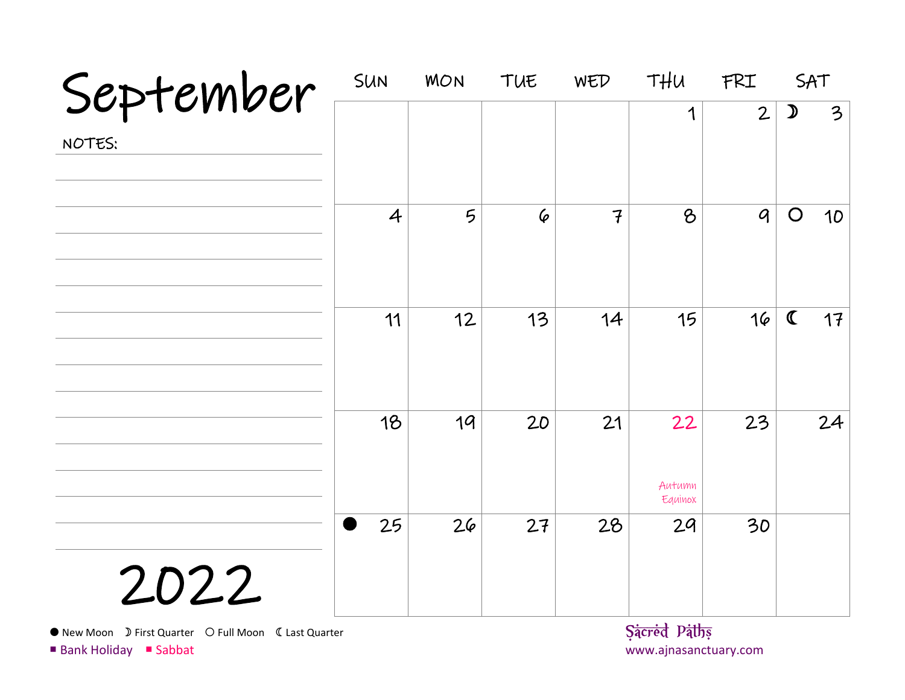# September

NOTES:

| SUN | MON | TUE | WED | THU | FRI | SAT |
|---|---|---|---|---|---|---|
| | | | | 1 | 2 | ☽ 3 |
| 4 | 5 | 6 | 7 | 8 | 9 | ○ 10 |
| 11 | 12 | 13 | 14 | 15 | 16 | ☾ 17 |
| 18 | 19 | 20 | 21 | 22 Autumn Equinox | 23 | 24 |
| ● 25 | 26 | 27 | 28 | 29 | 30 | |

# 2022

● New Moon ☽ First Quarter ○ Full Moon ☾ Last Quarter

■ Bank Holiday ■ Sabbat

Sacred Paths
www.ajnasanctuary.com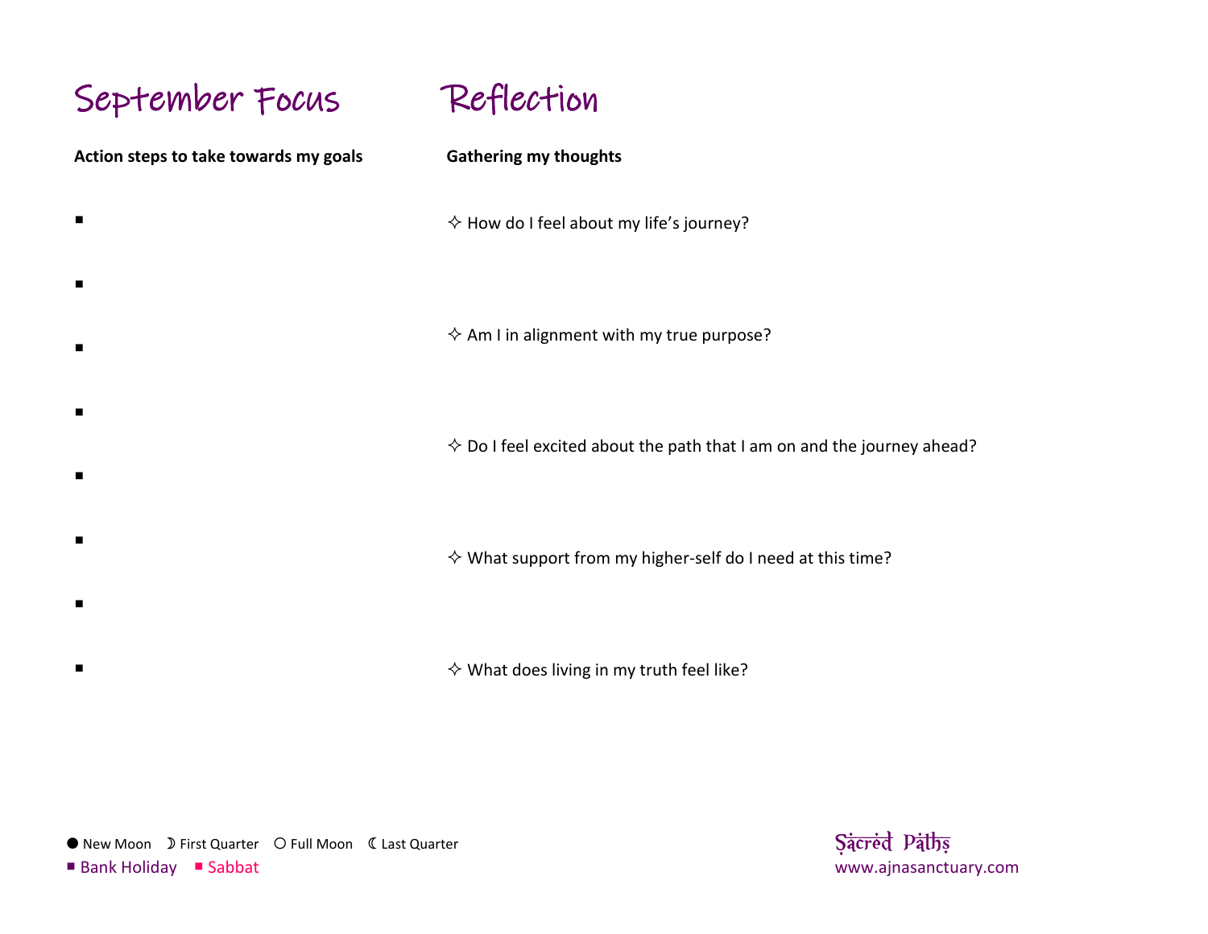## September Focus

**Action steps to take towards my goals**

- ▪
- ▪
- ▪
- ▪
- ▪
- ▪
- ▪
- ▪

## Reflection

**Gathering my thoughts**

✧ How do I feel about my life's journey?

✧ Am I in alignment with my true purpose?

✧ Do I feel excited about the path that I am on and the journey ahead?

✧ What support from my higher-self do I need at this time?

✧ What does living in my truth feel like?

● New Moon ☽ First Quarter ○ Full Moon ☾ Last Quarter
▪ Bank Holiday ▪ Sabbat

Sacred Paths
www.ajnasanctuary.com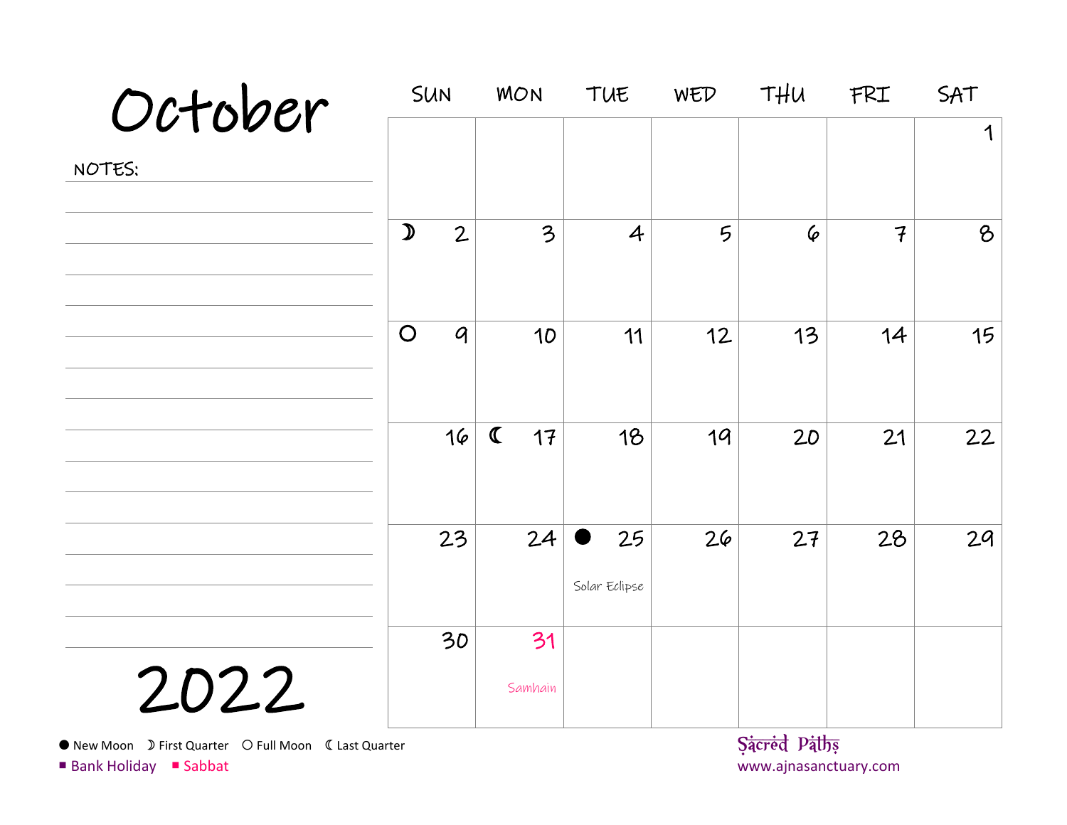# October

NOTES:

| SUN | MON | TUE | WED | THU | FRI | SAT |
|---|---|---|---|---|---|---|
| | | | | | | 1 |
| ☽ 2 | 3 | 4 | 5 | 6 | 7 | 8 |
| ○ 9 | 10 | 11 | 12 | 13 | 14 | 15 |
| 16 | ☾ 17 | 18 | 19 | 20 | 21 | 22 |
| 23 | 24 | ● 25 Solar Eclipse | 26 | 27 | 28 | 29 |
| 30 | 31 Samhain | | | | | |

# 2022

● New Moon ☽ First Quarter ○ Full Moon ☾ Last Quarter

■ Bank Holiday ■ Sabbat

Sacred Paths
www.ajnasanctuary.com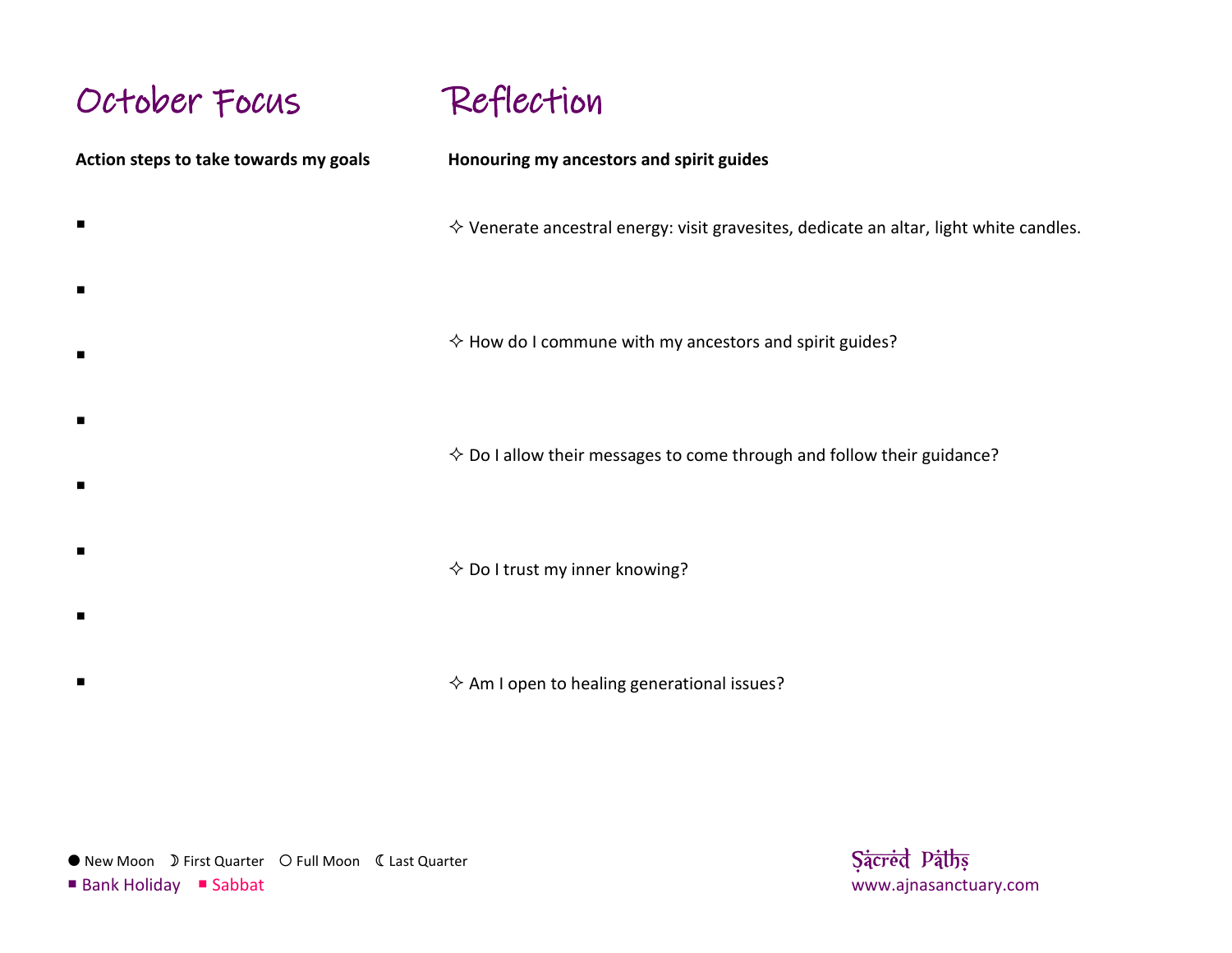## October Focus

**Action steps to take towards my goals**

- 
- 
- 
- 
- 
- 
- 
- 

## Reflection

**Honouring my ancestors and spirit guides**

✧ Venerate ancestral energy: visit gravesites, dedicate an altar, light white candles.

✧ How do I commune with my ancestors and spirit guides?

✧ Do I allow their messages to come through and follow their guidance?

✧ Do I trust my inner knowing?

✧ Am I open to healing generational issues?

● New Moon ☽ First Quarter ○ Full Moon ☾ Last Quarter
■ Bank Holiday ■ Sabbat

Sacred Paths
www.ajnasanctuary.com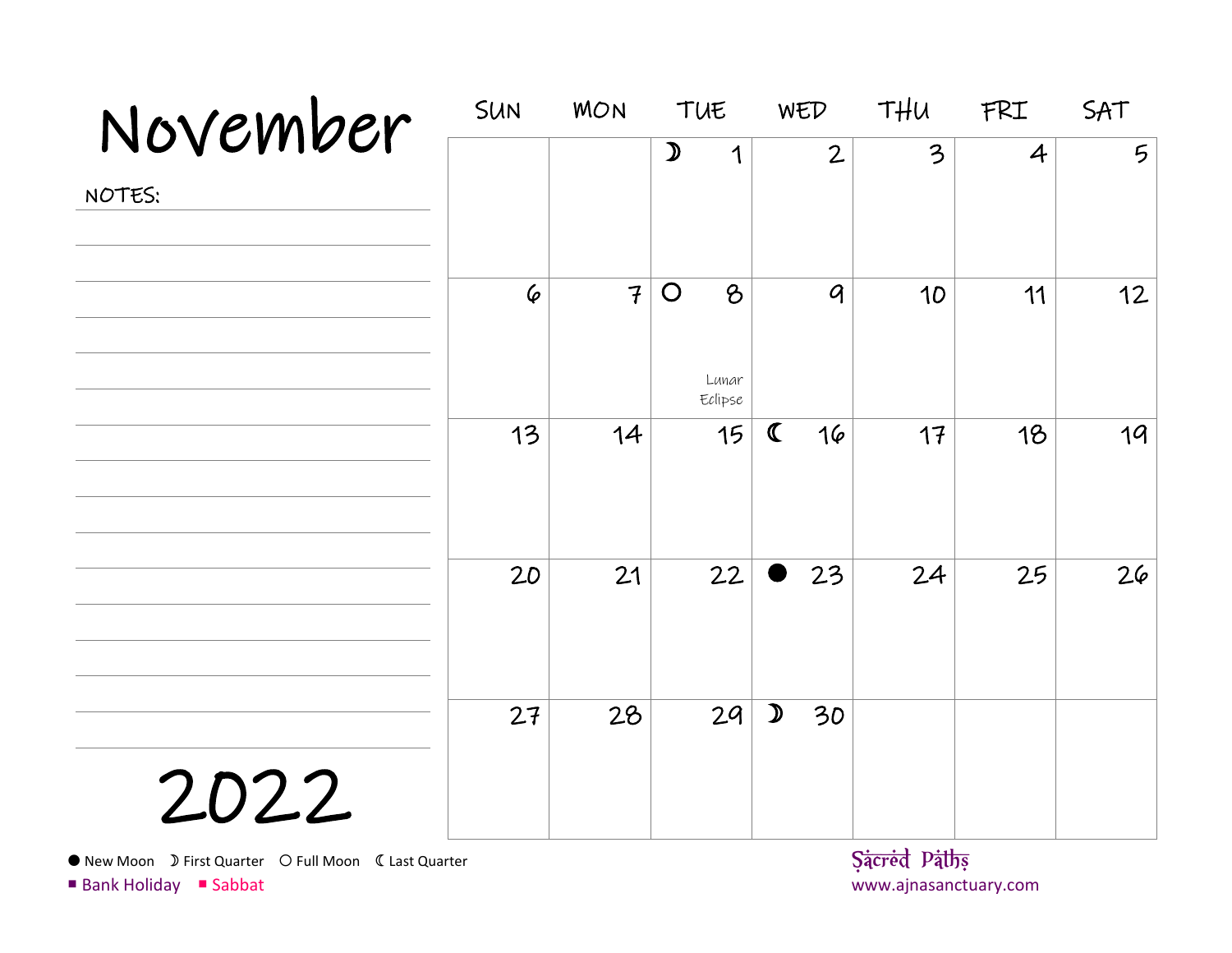# November 2022

NOTES:

| SUN | MON | TUE | WED | THU | FRI | SAT |
|---|---|---|---|---|---|---|
| | | ☽ 1 | 2 | 3 | 4 | 5 |
| 6 | 7 | ○ 8 Lunar Eclipse | 9 | 10 | 11 | 12 |
| 13 | 14 | 15 | ☾ 16 | 17 | 18 | 19 |
| 20 | 21 | 22 | ● 23 | 24 | 25 | 26 |
| 27 | 28 | 29 | ☽ 30 | | | |

● New Moon ☽ First Quarter ○ Full Moon ☾ Last Quarter

■ Bank Holiday ■ Sabbat

Sacred Paths
www.ajnasanctuary.com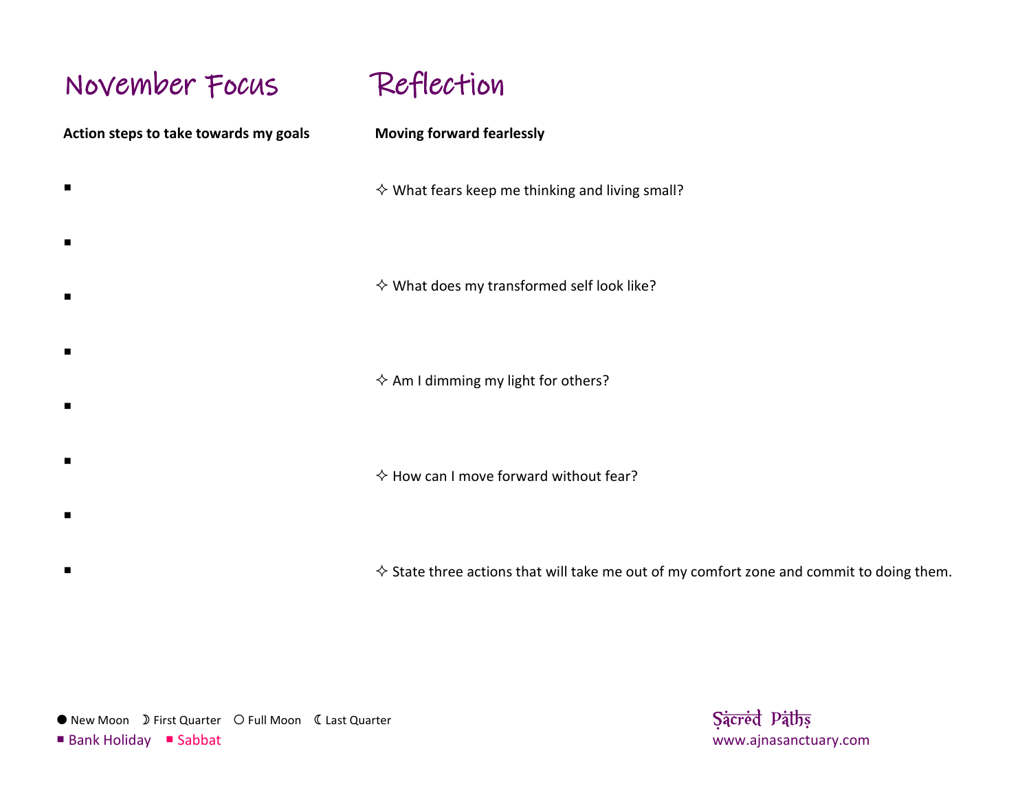# November Focus

**Action steps to take towards my goals**

- 
- 
- 
- 
- 
- 
- 
- 

# Reflection

**Moving forward fearlessly**

✧ What fears keep me thinking and living small?

✧ What does my transformed self look like?

✧ Am I dimming my light for others?

✧ How can I move forward without fear?

✧ State three actions that will take me out of my comfort zone and commit to doing them.

● New Moon ☽ First Quarter ○ Full Moon ☾ Last Quarter

■ Bank Holiday ■ Sabbat

Sacred Paths
www.ajnasanctuary.com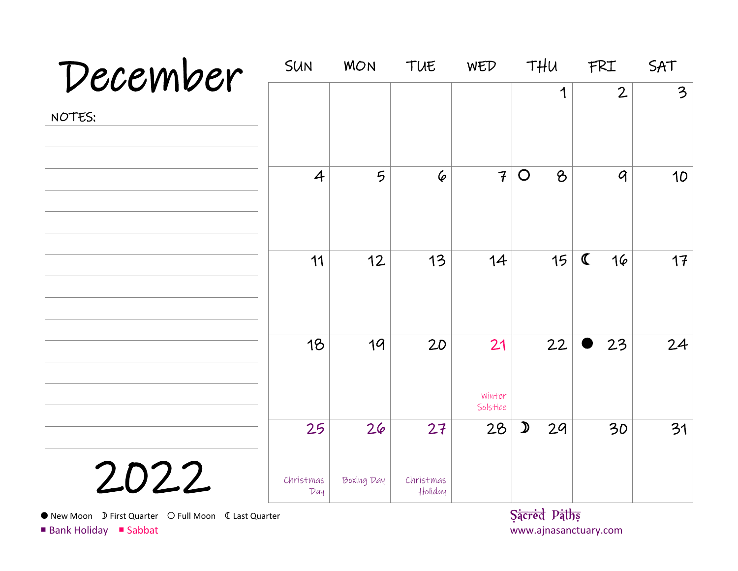# December 2022

NOTES:

| SUN | MON | TUE | WED | THU | FRI | SAT |
|---|---|---|---|---|---|---|
| | | | | 1 | 2 | 3 |
| 4 | 5 | 6 | 7 | ○ 8 | 9 | 10 |
| 11 | 12 | 13 | 14 | 15 | ☾ 16 | 17 |
| 18 | 19 | 20 | 21 Winter Solstice | 22 | ● 23 | 24 |
| 25 Christmas Day | 26 Boxing Day | 27 Christmas Holiday | 28 | ☽ 29 | 30 | 31 |

● New Moon ☽ First Quarter ○ Full Moon ☾ Last Quarter

■ Bank Holiday ■ Sabbat

Sacred Paths
www.ajnasanctuary.com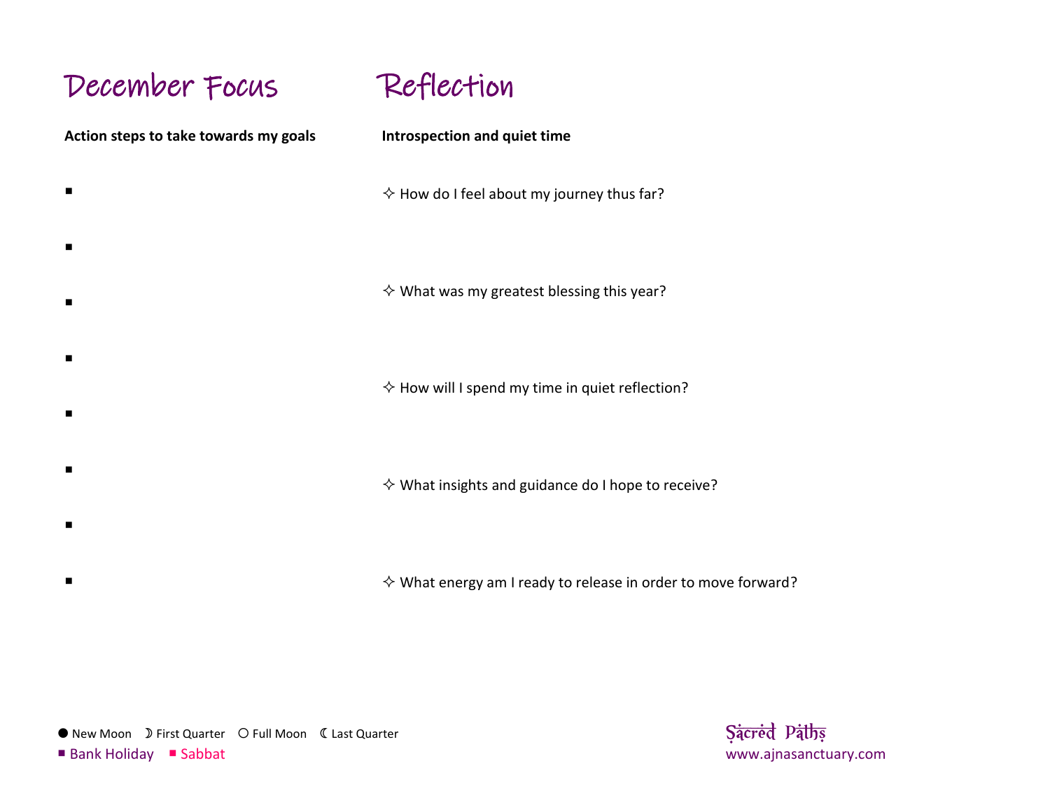## December Focus

**Action steps to take towards my goals**

- 
- 
- 
- 
- 
- 
- 
- 

## Reflection

**Introspection and quiet time**

✧ How do I feel about my journey thus far?

✧ What was my greatest blessing this year?

✧ How will I spend my time in quiet reflection?

✧ What insights and guidance do I hope to receive?

✧ What energy am I ready to release in order to move forward?

● New Moon ☽ First Quarter ○ Full Moon ☾ Last Quarter

■ Bank Holiday ■ Sabbat

Sacred Paths
www.ajnasanctuary.com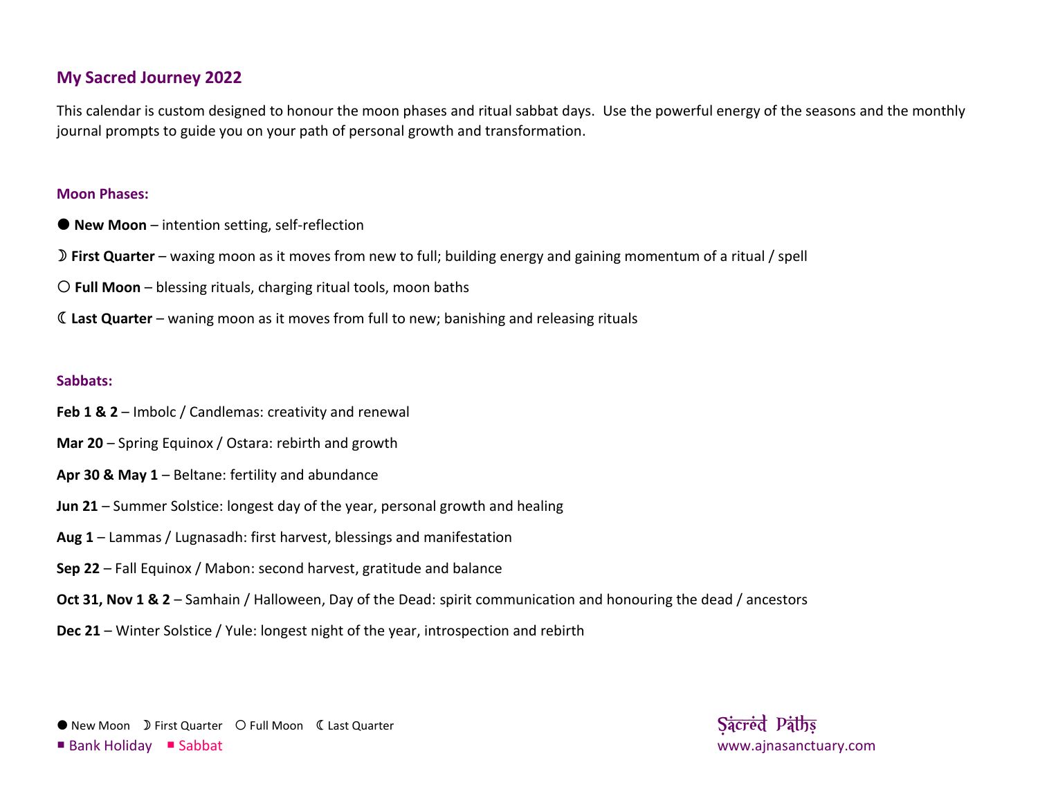## My Sacred Journey 2022

This calendar is custom designed to honour the moon phases and ritual sabbat days. Use the powerful energy of the seasons and the monthly journal prompts to guide you on your path of personal growth and transformation.

### Moon Phases:

● **New Moon** – intention setting, self-reflection

☽ **First Quarter** – waxing moon as it moves from new to full; building energy and gaining momentum of a ritual / spell

○ **Full Moon** – blessing rituals, charging ritual tools, moon baths

☾ **Last Quarter** – waning moon as it moves from full to new; banishing and releasing rituals

### Sabbats:

**Feb 1 & 2** – Imbolc / Candlemas: creativity and renewal

**Mar 20** – Spring Equinox / Ostara: rebirth and growth

**Apr 30 & May 1** – Beltane: fertility and abundance

**Jun 21** – Summer Solstice: longest day of the year, personal growth and healing

**Aug 1** – Lammas / Lugnasadh: first harvest, blessings and manifestation

**Sep 22** – Fall Equinox / Mabon: second harvest, gratitude and balance

**Oct 31, Nov 1 & 2** – Samhain / Halloween, Day of the Dead: spirit communication and honouring the dead / ancestors

**Dec 21** – Winter Solstice / Yule: longest night of the year, introspection and rebirth

● New Moon ☽ First Quarter ○ Full Moon ☾ Last Quarter

■ Bank Holiday ■ Sabbat

Sacred Paths
www.ajnasanctuary.com